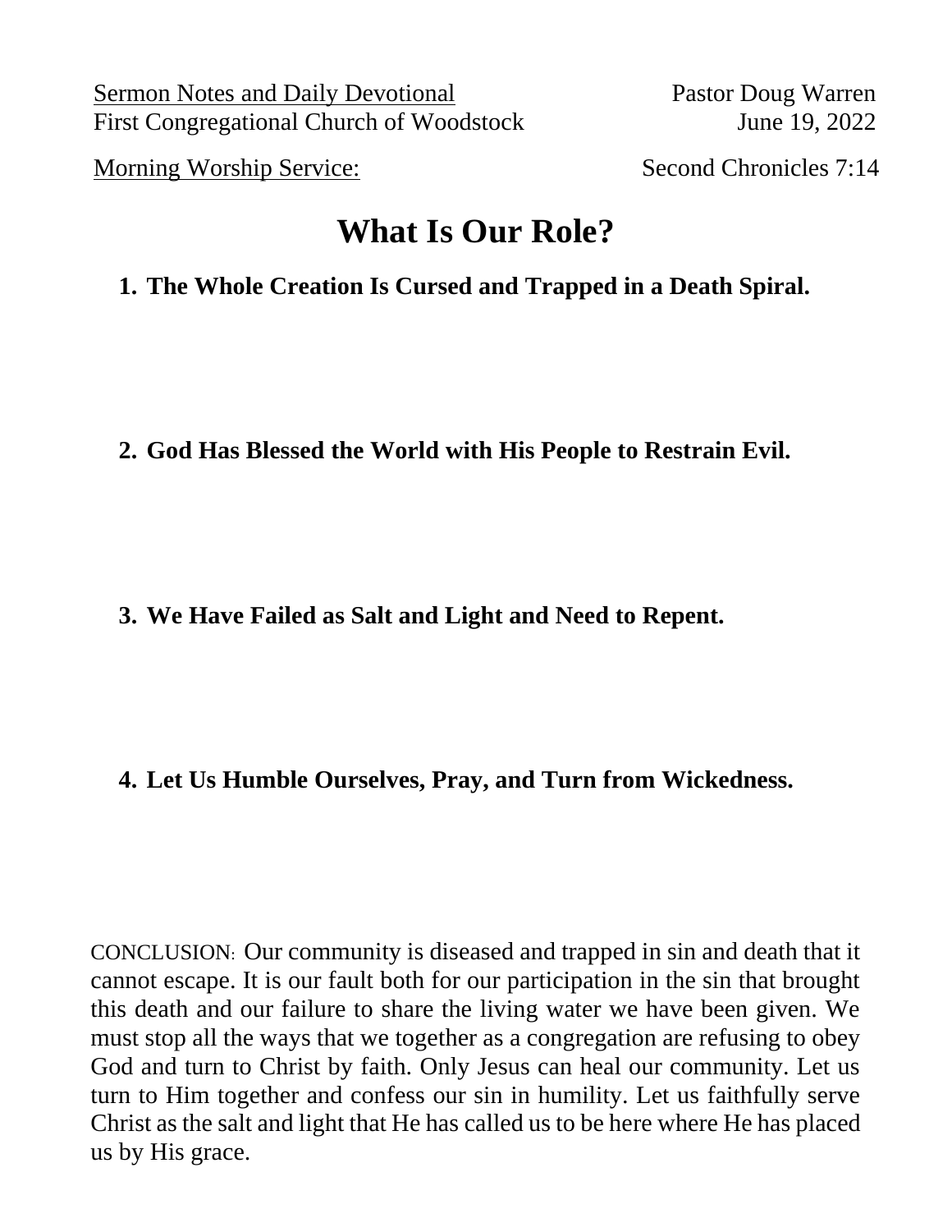Sermon Notes and Daily Devotional
First Congregational Church of Woodstock

Pastor Doug Warren
June 19, 2022

Morning Worship Service:

Second Chronicles 7:14

# What Is Our Role?

1. **The Whole Creation Is Cursed and Trapped in a Death Spiral.**

2. **God Has Blessed the World with His People to Restrain Evil.**

3. **We Have Failed as Salt and Light and Need to Repent.**

4. **Let Us Humble Ourselves, Pray, and Turn from Wickedness.**

CONCLUSION: Our community is diseased and trapped in sin and death that it cannot escape. It is our fault both for our participation in the sin that brought this death and our failure to share the living water we have been given. We must stop all the ways that we together as a congregation are refusing to obey God and turn to Christ by faith. Only Jesus can heal our community. Let us turn to Him together and confess our sin in humility. Let us faithfully serve Christ as the salt and light that He has called us to be here where He has placed us by His grace.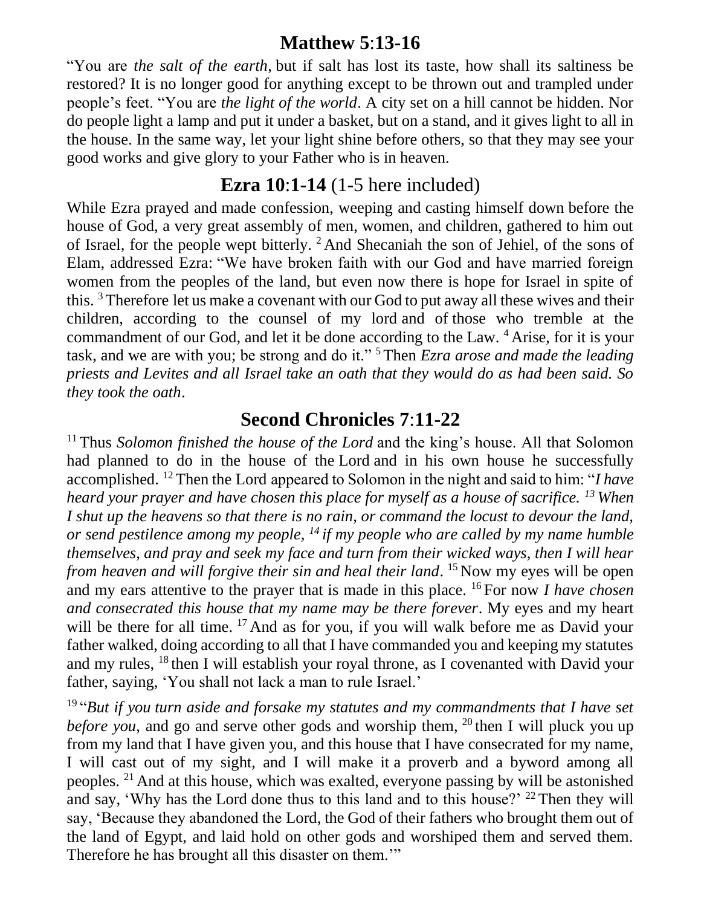## **Matthew 5:13-16**

"You are *the salt of the earth*, but if salt has lost its taste, how shall its saltiness be restored? It is no longer good for anything except to be thrown out and trampled under people's feet. "You are *the light of the world*. A city set on a hill cannot be hidden. Nor do people light a lamp and put it under a basket, but on a stand, and it gives light to all in the house. In the same way, let your light shine before others, so that they may see your good works and give glory to your Father who is in heaven.

## **Ezra 10:1-14** (1-5 here included)

While Ezra prayed and made confession, weeping and casting himself down before the house of God, a very great assembly of men, women, and children, gathered to him out of Israel, for the people wept bitterly. [2] And Shecaniah the son of Jehiel, of the sons of Elam, addressed Ezra: "We have broken faith with our God and have married foreign women from the peoples of the land, but even now there is hope for Israel in spite of this. [3] Therefore let us make a covenant with our God to put away all these wives and their children, according to the counsel of my lord and of those who tremble at the commandment of our God, and let it be done according to the Law. [4] Arise, for it is your task, and we are with you; be strong and do it." [5] Then *Ezra arose and made the leading priests and Levites and all Israel take an oath that they would do as had been said. So they took the oath*.

## **Second Chronicles 7:11-22**

[11] Thus *Solomon finished the house of the Lord* and the king's house. All that Solomon had planned to do in the house of the Lord and in his own house he successfully accomplished. [12] Then the Lord appeared to Solomon in the night and said to him: "*I have heard your prayer and have chosen this place for myself as a house of sacrifice. [13] When I shut up the heavens so that there is no rain, or command the locust to devour the land, or send pestilence among my people, [14] if my people who are called by my name humble themselves, and pray and seek my face and turn from their wicked ways, then I will hear from heaven and will forgive their sin and heal their land*. [15] Now my eyes will be open and my ears attentive to the prayer that is made in this place. [16] For now *I have chosen and consecrated this house that my name may be there forever*. My eyes and my heart will be there for all time. [17] And as for you, if you will walk before me as David your father walked, doing according to all that I have commanded you and keeping my statutes and my rules, [18] then I will establish your royal throne, as I covenanted with David your father, saying, 'You shall not lack a man to rule Israel.'

[19] "*But if you turn aside and forsake my statutes and my commandments that I have set before you*, and go and serve other gods and worship them, [20] then I will pluck you up from my land that I have given you, and this house that I have consecrated for my name, I will cast out of my sight, and I will make it a proverb and a byword among all peoples. [21] And at this house, which was exalted, everyone passing by will be astonished and say, 'Why has the Lord done thus to this land and to this house?' [22] Then they will say, 'Because they abandoned the Lord, the God of their fathers who brought them out of the land of Egypt, and laid hold on other gods and worshiped them and served them. Therefore he has brought all this disaster on them.'"